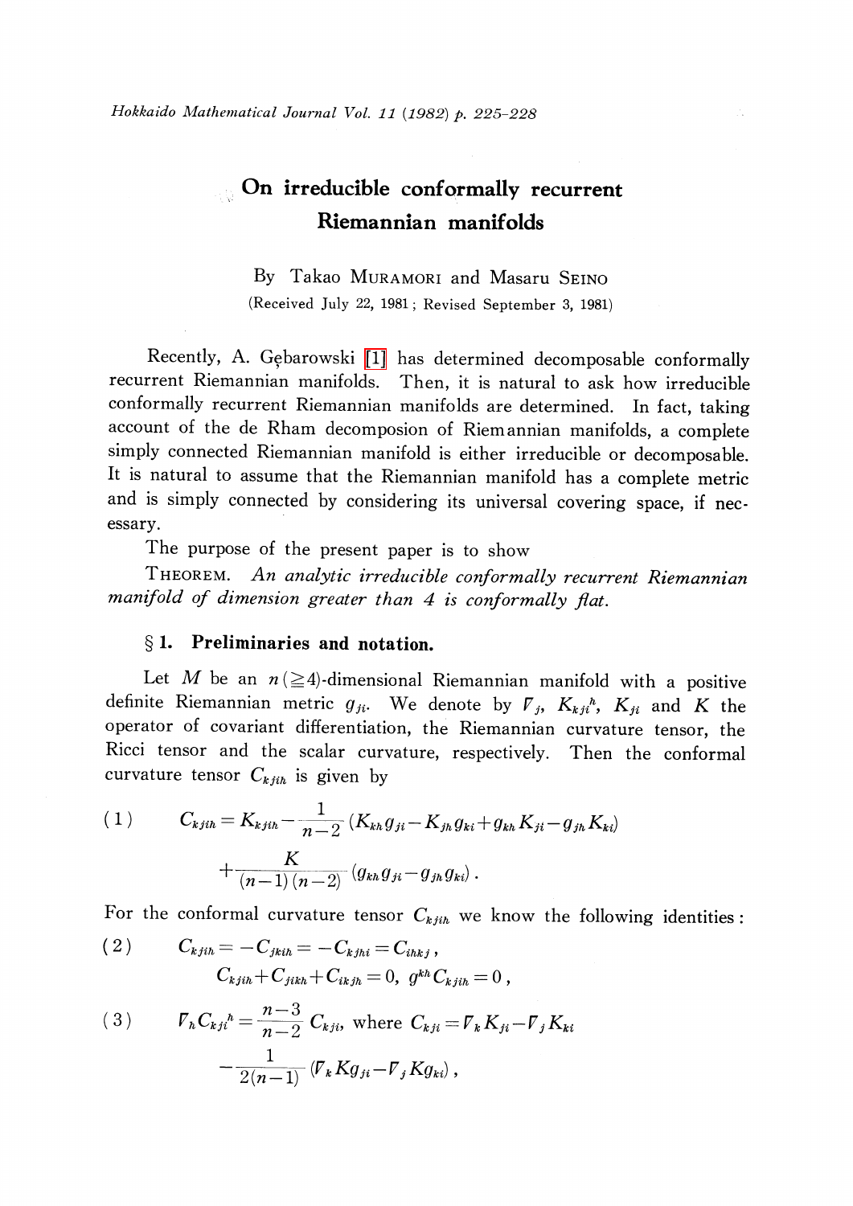# On irreducible conformally recurrent Riemannian manifolds

By Takao MURAMORI and Masaru SEINO

(Received July 22, 1981; Revised September 3, 1981)

Recently, A. Gębarowski [1] has determined decomposable conformally recurrent Riemannian manifolds. Then, it is natural to ask how irreducible conformally recurrent Riemannian manifolds are determined. In fact, taking account of the de Rham decomposion of Riemannian manifolds, a complete simply connected Riemannian manifold is either irreducible or decomposable. It is natural to assume that the Riemannian manifold has a complete metric and is simply connected by considering its universal covering space, if necessary.

The purpose of the present paper is to show

THEOREM. *An analytic irreducible conformally recurrent Riemannian manifold of dimension greater than 4 is conformally flat.*

## § 1. Preliminaries and notation.

Let $M$ be an $n(\geqq 4)$-dimensional Riemannian manifold with a positive definite Riemannian metric $g_{ji}$. We denote by $\nabla_j$, $K_{kji}{}^h$, $K_{ji}$ and $K$ the operator of covariant differentiation, the Riemannian curvature tensor, the Ricci tensor and the scalar curvature, respectively. Then the conformal curvature tensor $C_{kjih}$ is given by

$$
(1) \qquad C_{kjih}=K_{kjih}-\frac{1}{n-2}(K_{kh}g_{ji}-K_{jh}g_{ki}+g_{kh}K_{ji}-g_{jh}K_{ki}) + \frac{K}{(n-1)(n-2)}(g_{kh}g_{ji}-g_{jh}g_{ki}).
$$

For the conformal curvature tensor $C_{kjih}$ we know the following identities:

$$
(2) \qquad C_{kjih}=-C_{jkih}=-C_{kjhi}=C_{ihkj}, \quad C_{kjih}+C_{jikh}+C_{ikjh}=0,\ g^{kh}C_{kjih}=0,
$$

$$
(3) \qquad \nabla_h C_{kji}{}^h=\frac{n-3}{n-2}C_{kji}, \text{ where } C_{kji}=\nabla_k K_{ji}-\nabla_j K_{ki} -\frac{1}{2(n-1)}(\nabla_k K g_{ji}-\nabla_j K g_{ki}),
$$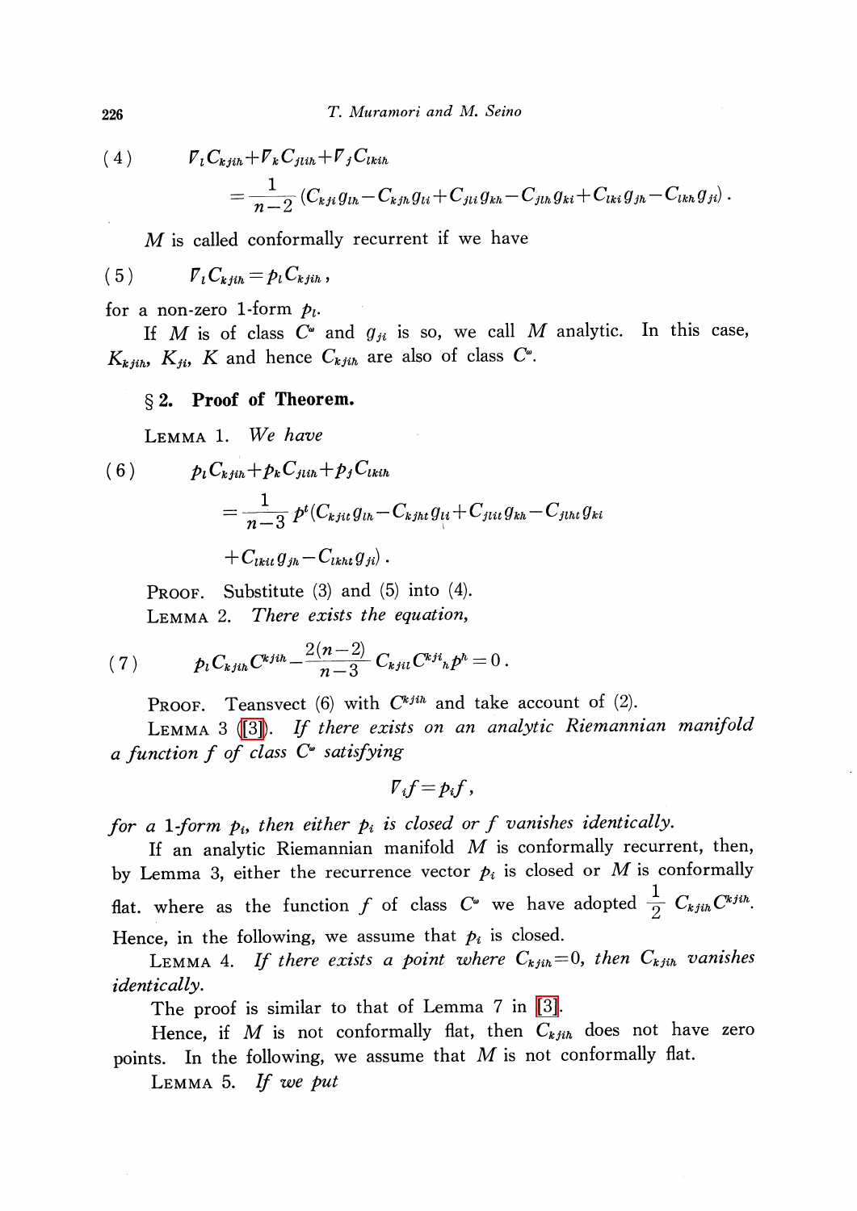$$(4) \qquad \nabla_l C_{kjih} + \nabla_k C_{jlih} + \nabla_j C_{lkih}$$

$$= \frac{1}{n-2} (C_{kji} g_{lh} - C_{kjh} g_{li} + C_{jli} g_{kh} - C_{jlh} g_{ki} + C_{lki} g_{jh} - C_{lkh} g_{ji}) .$$

$M$ is called conformally recurrent if we have

$$(5) \qquad \nabla_l C_{kjih} = p_l C_{kjih} ,$$

for a non-zero 1-form $p_l$.

If $M$ is of class $C^\omega$ and $g_{ji}$ is so, we call $M$ analytic. In this case, $K_{kjih}$, $K_{ji}$, $K$ and hence $C_{kjih}$ are also of class $C^\omega$.

## § 2. Proof of Theorem.

LEMMA 1. *We have*

$$(6) \qquad p_l C_{kjih} + p_k C_{jlih} + p_j C_{lkih}$$

$$= \frac{1}{n-3} p^t (C_{kjit} g_{lh} - C_{kjht} g_{li} + C_{jlit} g_{kh} - C_{jlht} g_{ki}$$

$$+ C_{lkit} g_{jh} - C_{lkht} g_{ji}) .$$

PROOF. Substitute (3) and (5) into (4).

LEMMA 2. *There exists the equation,*

$$(7) \qquad p_l C_{kjih} C^{kjih} - \frac{2(n-2)}{n-3} C_{kjil} C^{kji}{}_h p^h = 0 .$$

PROOF. Teansvect (6) with $C^{kjih}$ and take account of (2).

LEMMA 3 ([3]). *If there exists on an analytic Riemannian manifold a function $f$ of class $C^\omega$ satisfying*

$$\nabla_i f = p_i f ,$$

*for a 1-form $p_i$, then either $p_i$ is closed or $f$ vanishes identically.*

If an analytic Riemannian manifold $M$ is conformally recurrent, then, by Lemma 3, either the recurrence vector $p_i$ is closed or $M$ is conformally flat. where as the function $f$ of class $C^\omega$ we have adopted $\frac{1}{2} C_{kjih} C^{kjih}$. Hence, in the following, we assume that $p_i$ is closed.

LEMMA 4. *If there exists a point where $C_{kjih} = 0$, then $C_{kjih}$ vanishes identically.*

The proof is similar to that of Lemma 7 in [3].

Hence, if $M$ is not conformally flat, then $C_{kjih}$ does not have zero points. In the following, we assume that $M$ is not conformally flat.

LEMMA 5. *If we put*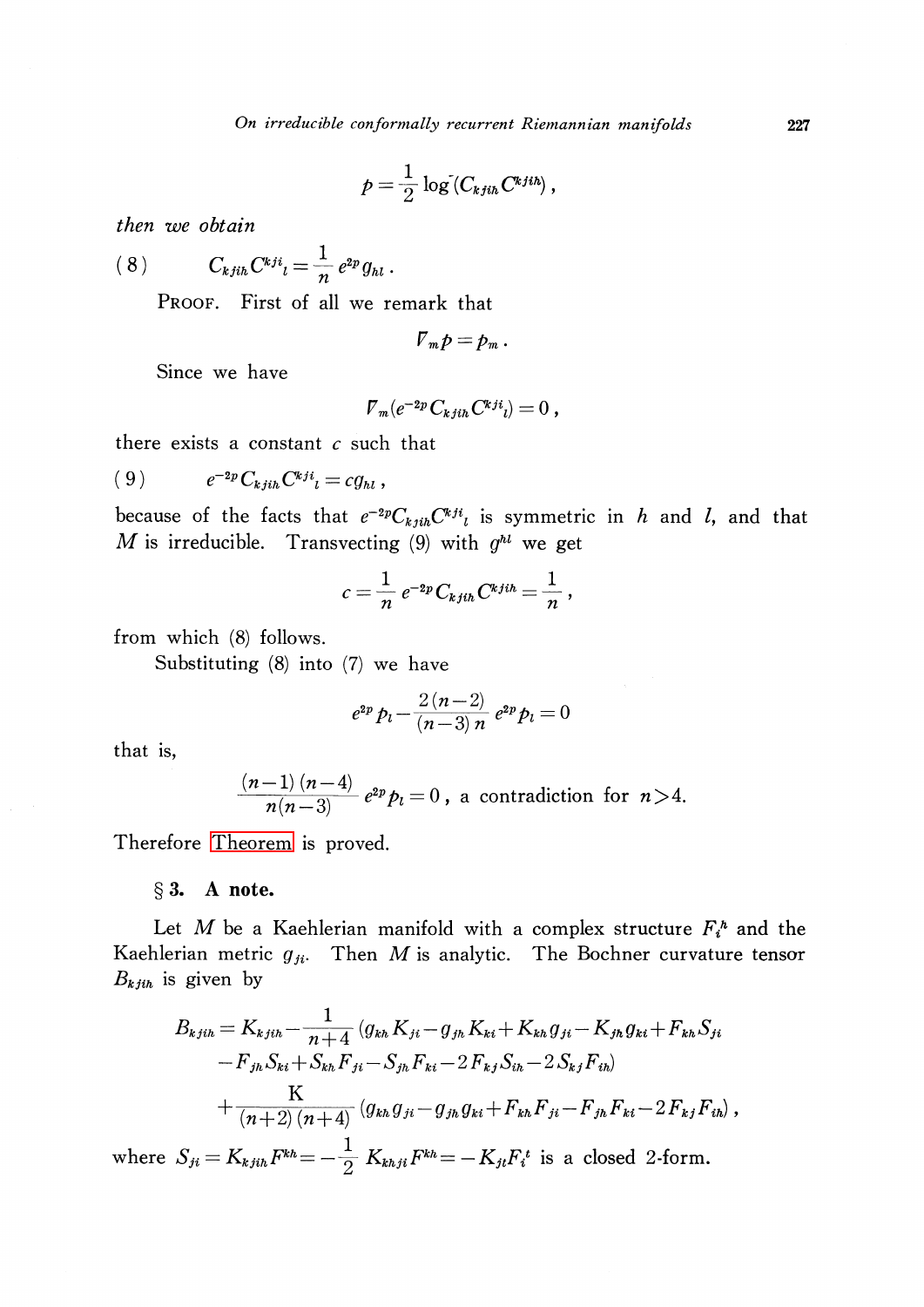$$p=\frac{1}{2}\log(C_{kjih}C^{kjih}),$$

*then we obtain*

$$(8)\qquad C_{kjih}C^{kji}{}_{l}=\frac{1}{n}e^{2p}g_{hl}\,.$$

PROOF. First of all we remark that

$$\nabla_{m}p=p_{m}\,.$$

Since we have

$$\nabla_{m}(e^{-2p}C_{kjih}C^{kji}{}_{l})=0\,,$$

there exists a constant $c$ such that

$$(9)\qquad e^{-2p}C_{kjih}C^{kji}{}_{l}=cg_{hl}\,,$$

because of the facts that $e^{-2p}C_{kjih}C^{kji}{}_{l}$ is symmetric in $h$ and $l$, and that $M$ is irreducible. Transvecting (9) with $g^{hl}$ we get

$$c=\frac{1}{n}e^{-2p}C_{kjih}C^{kjih}=\frac{1}{n}\,,$$

from which (8) follows.

Substituting (8) into (7) we have

$$e^{2p}p_{l}-\frac{2(n-2)}{(n-3)\,n}e^{2p}p_{l}=0$$

that is,

$$\frac{(n-1)(n-4)}{n(n-3)}e^{2p}p_{l}=0\,,\ \text{a contradiction for } n>4.$$

Therefore Theorem is proved.

## § 3. A note.

Let $M$ be a Kaehlerian manifold with a complex structure $F_{i}{}^{h}$ and the Kaehlerian metric $g_{ji}$. Then $M$ is analytic. The Bochner curvature tensor $B_{kjih}$ is given by

$$\begin{aligned}B_{kjih}=K_{kjih}&-\frac{1}{n+4}(g_{kh}K_{ji}-g_{jh}K_{ki}+K_{kh}g_{ji}-K_{jh}g_{ki}+F_{kh}S_{ji}\\&-F_{jh}S_{ki}+S_{kh}F_{ji}-S_{jh}F_{ki}-2F_{kj}S_{ih}-2S_{kj}F_{ih})\\&+\frac{K}{(n+2)(n+4)}(g_{kh}g_{ji}-g_{jh}g_{ki}+F_{kh}F_{ji}-F_{jh}F_{ki}-2F_{kj}F_{ih})\,,\end{aligned}$$

where $S_{ji}=K_{kjih}F^{kh}=-\dfrac{1}{2}K_{khji}F^{kh}=-K_{jt}F_{i}{}^{t}$ is a closed 2-form.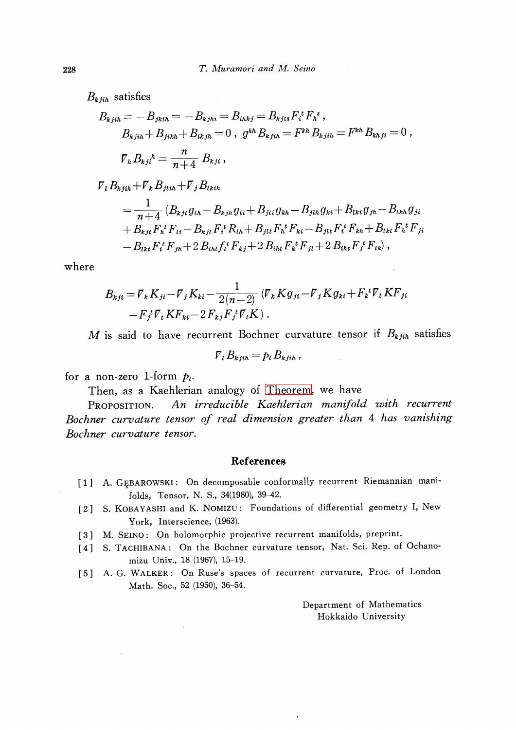$B_{kjih}$ satisfies

$$B_{kjih} = -B_{jkih} = -B_{kjhi} = B_{ihkj} = B_{kjts} F_i{}^t F_h{}^s ,$$

$$B_{kjih} + B_{jikh} + B_{ikjh} = 0 , \; g^{kh} B_{kjih} = F^{kh} B_{kjih} = F^{kh} B_{khji} = 0 ,$$

$$\nabla_h B_{kji}{}^h = \frac{n}{n+4} B_{kji} ,$$

$$\begin{aligned}
&\nabla_l B_{kjih} + \nabla_k B_{jlih} + \nabla_j B_{lkih} \\
&= \frac{1}{n+4} (B_{kji} g_{lh} - B_{kjh} g_{li} + B_{jli} g_{kh} - B_{jlh} g_{ki} + B_{lki} g_{jh} - B_{lkh} g_{ji} \\
&+ B_{kjt} F_h{}^t F_{li} - B_{kjt} F_i{}^t R_{lh} + B_{jlt} F_h{}^t F_{ki} - B_{jlt} F_i{}^t F_{kh} + B_{lkt} F_h{}^t F_{ji} \\
&- B_{lkt} F_i{}^t F_{jh} + 2 B_{iht} f_l{}^t F_{kj} + 2 B_{iht} F_k{}^t F_{jl} + 2 B_{iht} F_j{}^t F_{lk}) ,
\end{aligned}$$

where

$$\begin{aligned}
B_{kji} = \nabla_k K_{ji} - \nabla_j K_{ki} - \frac{1}{2(n-2)} (\nabla_k K g_{ji} - \nabla_j K g_{ki} + F_k{}^t \nabla_t K F_{ji} \\
- F_j{}^t \nabla_t K F_{ki} - 2 F_{kj} F_j{}^t \nabla_t K) .
\end{aligned}$$

$M$ is said to have recurrent Bochner curvature tensor if $B_{kjih}$ satisfies

$$\nabla_l B_{kjih} = p_l B_{kjih} ,$$

for a non-zero 1-form $p_l$.

Then, as a Kaehlerian analogy of Theorem, we have

PROPOSITION. *An irreducible Kaehlerian manifold with recurrent Bochner curvature tensor of real dimension greater than 4 has vanishing Bochner curvature tensor.*

## References

[1] A. GĘBAROWSKI: On decomposable conformally recurrent Riemannian manifolds, Tensor, N. S., 34(1980), 39–42.

[2] S. KOBAYASHI and K. NOMIZU: Foundations of differential geometry I, New York, Interscience, (1963).

[3] M. SEINO: On holomorphic projective recurrent manifolds, preprint.

[4] S. TACHIBANA: On the Bochner curvature tensor, Nat. Sci. Rep. of Ochanomizu Univ., 18 (1967), 15–19.

[5] A. G. WALKER: On Ruse's spaces of recurrent curvature, Proc. of London Math. Soc., 52 (1950), 36–54.

Department of Mathematics
Hokkaido University